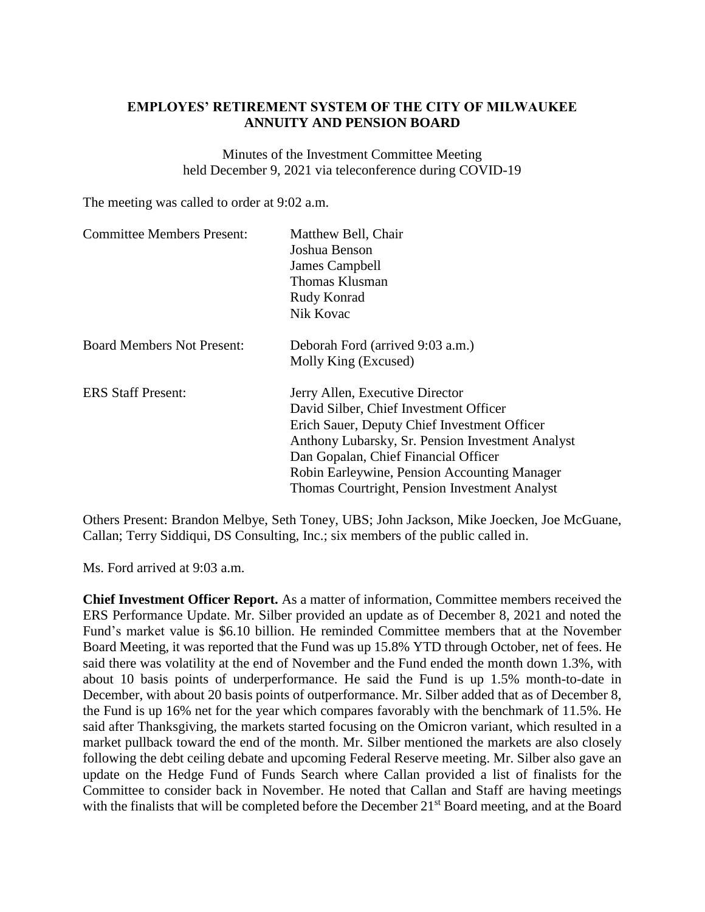# EMPLOYES' RETIREMENT SYSTEM OF THE CITY OF MILWAUKEE
## ANNUITY AND PENSION BOARD

Minutes of the Investment Committee Meeting
held December 9, 2021 via teleconference during COVID-19

The meeting was called to order at 9:02 a.m.

| | |
|---|---|
| Committee Members Present: | Matthew Bell, Chair<br>Joshua Benson<br>James Campbell<br>Thomas Klusman<br>Rudy Konrad<br>Nik Kovac |
| Board Members Not Present: | Deborah Ford (arrived 9:03 a.m.)<br>Molly King (Excused) |
| ERS Staff Present: | Jerry Allen, Executive Director<br>David Silber, Chief Investment Officer<br>Erich Sauer, Deputy Chief Investment Officer<br>Anthony Lubarsky, Sr. Pension Investment Analyst<br>Dan Gopalan, Chief Financial Officer<br>Robin Earleywine, Pension Accounting Manager<br>Thomas Courtright, Pension Investment Analyst |

Others Present: Brandon Melbye, Seth Toney, UBS; John Jackson, Mike Joecken, Joe McGuane, Callan; Terry Siddiqui, DS Consulting, Inc.; six members of the public called in.

Ms. Ford arrived at 9:03 a.m.

**Chief Investment Officer Report.** As a matter of information, Committee members received the ERS Performance Update. Mr. Silber provided an update as of December 8, 2021 and noted the Fund's market value is \$6.10 billion. He reminded Committee members that at the November Board Meeting, it was reported that the Fund was up 15.8% YTD through October, net of fees. He said there was volatility at the end of November and the Fund ended the month down 1.3%, with about 10 basis points of underperformance. He said the Fund is up 1.5% month-to-date in December, with about 20 basis points of outperformance. Mr. Silber added that as of December 8, the Fund is up 16% net for the year which compares favorably with the benchmark of 11.5%. He said after Thanksgiving, the markets started focusing on the Omicron variant, which resulted in a market pullback toward the end of the month. Mr. Silber mentioned the markets are also closely following the debt ceiling debate and upcoming Federal Reserve meeting. Mr. Silber also gave an update on the Hedge Fund of Funds Search where Callan provided a list of finalists for the Committee to consider back in November. He noted that Callan and Staff are having meetings with the finalists that will be completed before the December 21st Board meeting, and at the Board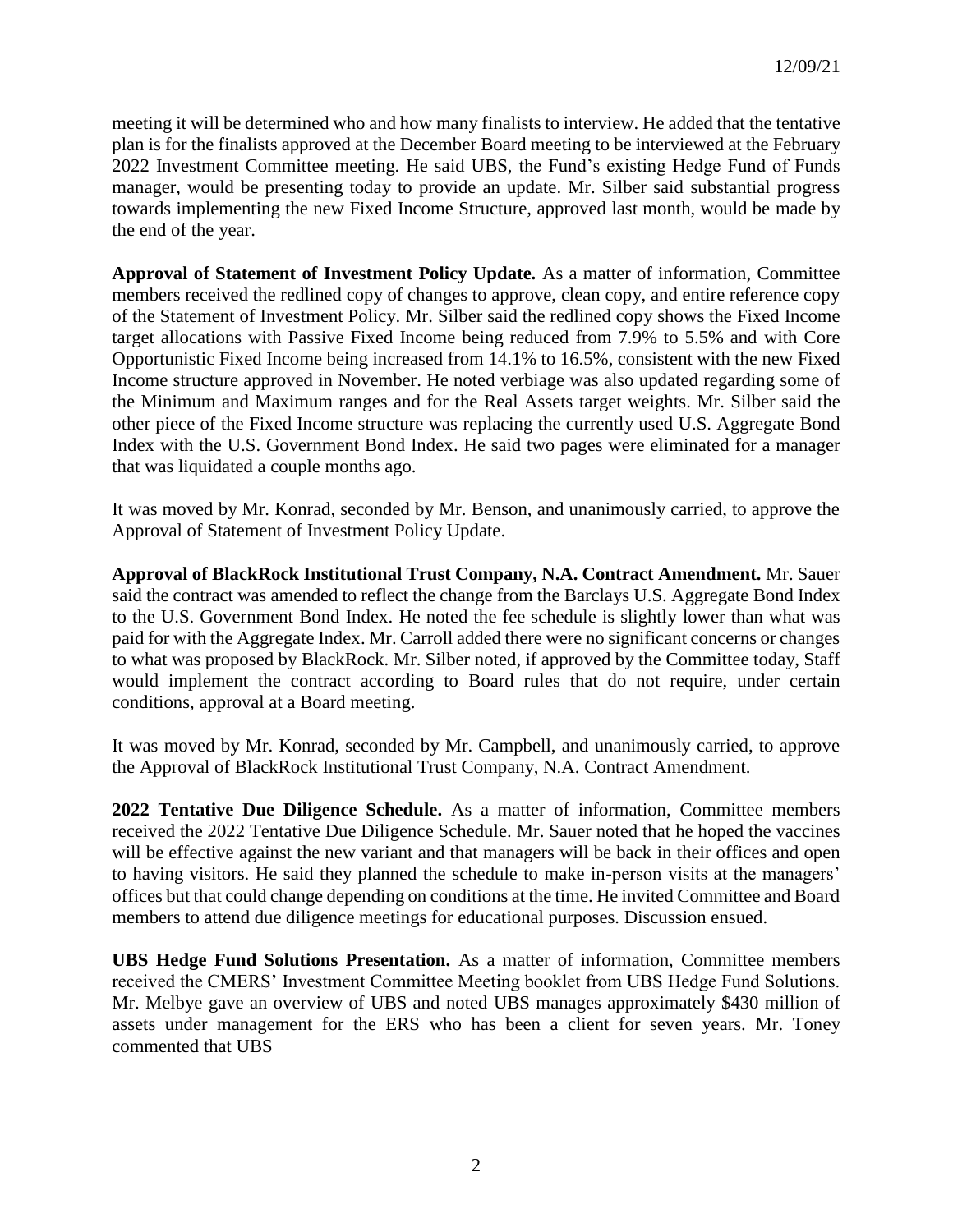meeting it will be determined who and how many finalists to interview. He added that the tentative plan is for the finalists approved at the December Board meeting to be interviewed at the February 2022 Investment Committee meeting. He said UBS, the Fund's existing Hedge Fund of Funds manager, would be presenting today to provide an update. Mr. Silber said substantial progress towards implementing the new Fixed Income Structure, approved last month, would be made by the end of the year.

**Approval of Statement of Investment Policy Update.** As a matter of information, Committee members received the redlined copy of changes to approve, clean copy, and entire reference copy of the Statement of Investment Policy. Mr. Silber said the redlined copy shows the Fixed Income target allocations with Passive Fixed Income being reduced from 7.9% to 5.5% and with Core Opportunistic Fixed Income being increased from 14.1% to 16.5%, consistent with the new Fixed Income structure approved in November. He noted verbiage was also updated regarding some of the Minimum and Maximum ranges and for the Real Assets target weights. Mr. Silber said the other piece of the Fixed Income structure was replacing the currently used U.S. Aggregate Bond Index with the U.S. Government Bond Index. He said two pages were eliminated for a manager that was liquidated a couple months ago.

It was moved by Mr. Konrad, seconded by Mr. Benson, and unanimously carried, to approve the Approval of Statement of Investment Policy Update.

**Approval of BlackRock Institutional Trust Company, N.A. Contract Amendment.** Mr. Sauer said the contract was amended to reflect the change from the Barclays U.S. Aggregate Bond Index to the U.S. Government Bond Index. He noted the fee schedule is slightly lower than what was paid for with the Aggregate Index. Mr. Carroll added there were no significant concerns or changes to what was proposed by BlackRock. Mr. Silber noted, if approved by the Committee today, Staff would implement the contract according to Board rules that do not require, under certain conditions, approval at a Board meeting.

It was moved by Mr. Konrad, seconded by Mr. Campbell, and unanimously carried, to approve the Approval of BlackRock Institutional Trust Company, N.A. Contract Amendment.

**2022 Tentative Due Diligence Schedule.** As a matter of information, Committee members received the 2022 Tentative Due Diligence Schedule. Mr. Sauer noted that he hoped the vaccines will be effective against the new variant and that managers will be back in their offices and open to having visitors. He said they planned the schedule to make in-person visits at the managers' offices but that could change depending on conditions at the time. He invited Committee and Board members to attend due diligence meetings for educational purposes. Discussion ensued.

**UBS Hedge Fund Solutions Presentation.** As a matter of information, Committee members received the CMERS' Investment Committee Meeting booklet from UBS Hedge Fund Solutions. Mr. Melbye gave an overview of UBS and noted UBS manages approximately $430 million of assets under management for the ERS who has been a client for seven years. Mr. Toney commented that UBS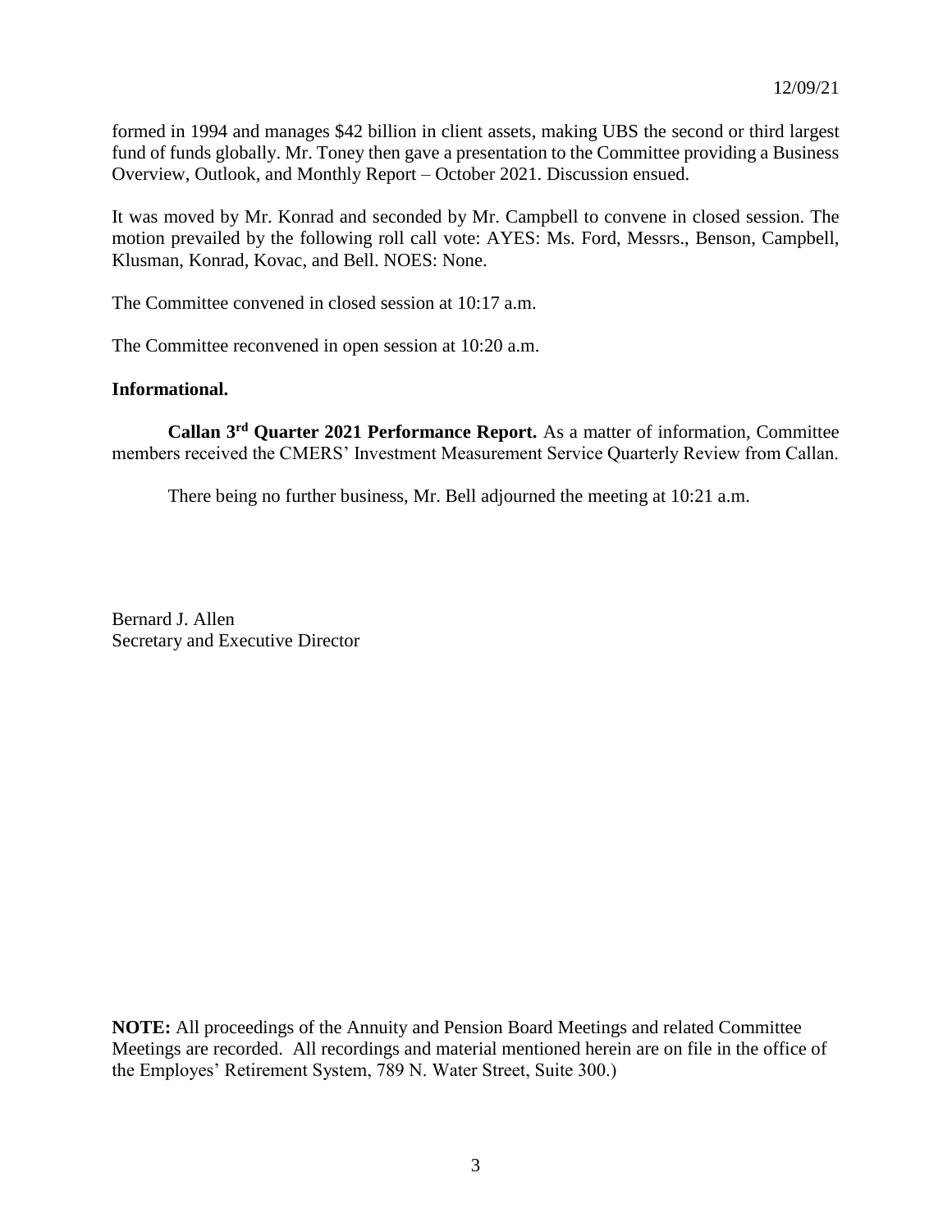formed in 1994 and manages $42 billion in client assets, making UBS the second or third largest fund of funds globally. Mr. Toney then gave a presentation to the Committee providing a Business Overview, Outlook, and Monthly Report – October 2021. Discussion ensued.

It was moved by Mr. Konrad and seconded by Mr. Campbell to convene in closed session. The motion prevailed by the following roll call vote: AYES: Ms. Ford, Messrs., Benson, Campbell, Klusman, Konrad, Kovac, and Bell. NOES: None.

The Committee convened in closed session at 10:17 a.m.

The Committee reconvened in open session at 10:20 a.m.

**Informational.**

**Callan 3rd Quarter 2021 Performance Report.** As a matter of information, Committee members received the CMERS' Investment Measurement Service Quarterly Review from Callan.

There being no further business, Mr. Bell adjourned the meeting at 10:21 a.m.

Bernard J. Allen
Secretary and Executive Director

**NOTE:** All proceedings of the Annuity and Pension Board Meetings and related Committee Meetings are recorded. All recordings and material mentioned herein are on file in the office of the Employes' Retirement System, 789 N. Water Street, Suite 300.)